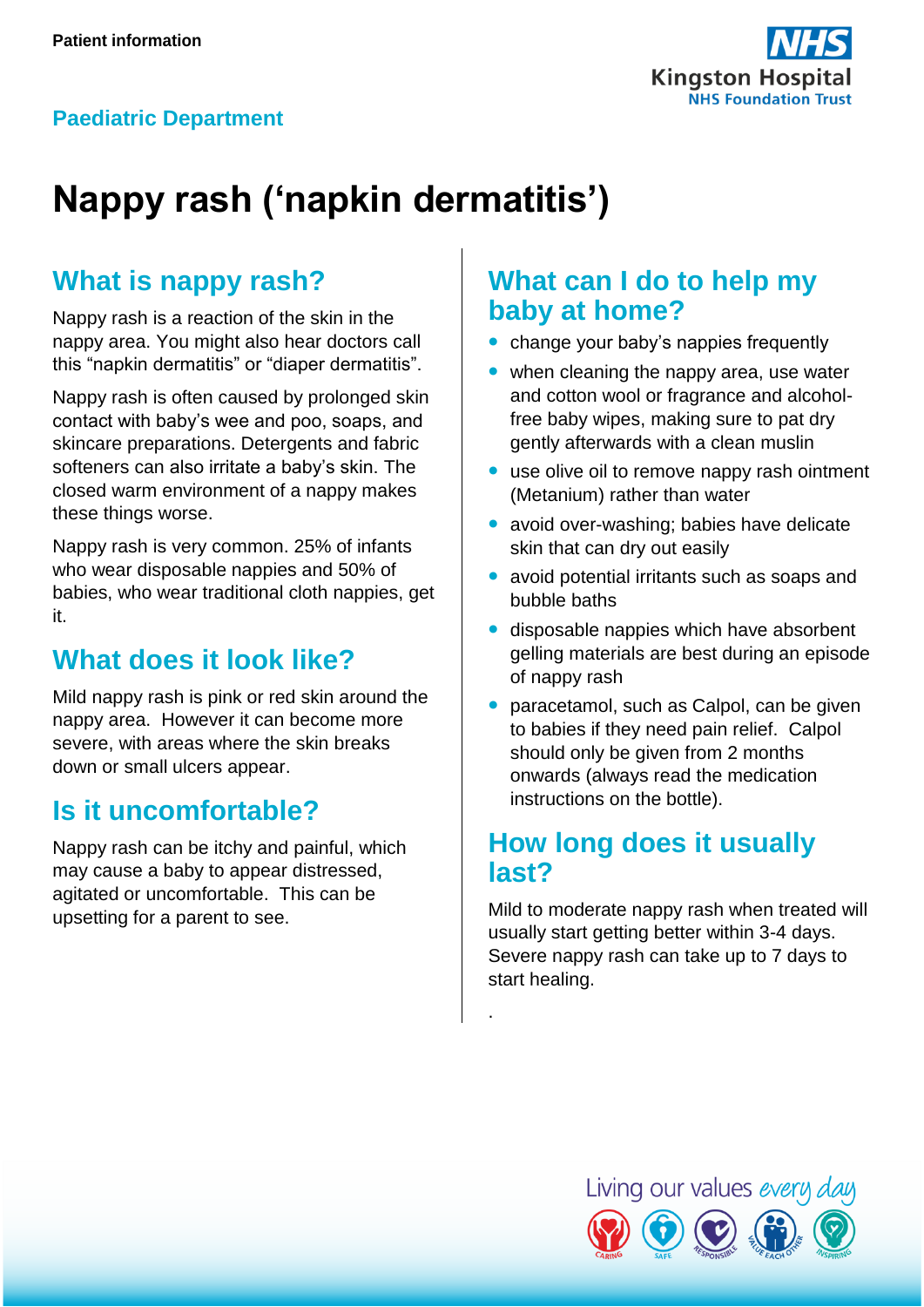Patient information

## Paediatric Department

# Nappy rash ('napkin dermatitis')

## What is nappy rash?

Nappy rash is a reaction of the skin in the nappy area. You might also hear doctors call this "napkin dermatitis" or "diaper dermatitis".

Nappy rash is often caused by prolonged skin contact with baby's wee and poo, soaps, and skincare preparations. Detergents and fabric softeners can also irritate a baby's skin. The closed warm environment of a nappy makes these things worse.

Nappy rash is very common. 25% of infants who wear disposable nappies and 50% of babies, who wear traditional cloth nappies, get it.

## What does it look like?

Mild nappy rash is pink or red skin around the nappy area. However it can become more severe, with areas where the skin breaks down or small ulcers appear.

## Is it uncomfortable?

Nappy rash can be itchy and painful, which may cause a baby to appear distressed, agitated or uncomfortable. This can be upsetting for a parent to see.

## What can I do to help my baby at home?

- change your baby's nappies frequently
- when cleaning the nappy area, use water and cotton wool or fragrance and alcohol-free baby wipes, making sure to pat dry gently afterwards with a clean muslin
- use olive oil to remove nappy rash ointment (Metanium) rather than water
- avoid over-washing; babies have delicate skin that can dry out easily
- avoid potential irritants such as soaps and bubble baths
- disposable nappies which have absorbent gelling materials are best during an episode of nappy rash
- paracetamol, such as Calpol, can be given to babies if they need pain relief. Calpol should only be given from 2 months onwards (always read the medication instructions on the bottle).

## How long does it usually last?

Mild to moderate nappy rash when treated will usually start getting better within 3-4 days. Severe nappy rash can take up to 7 days to start healing.

.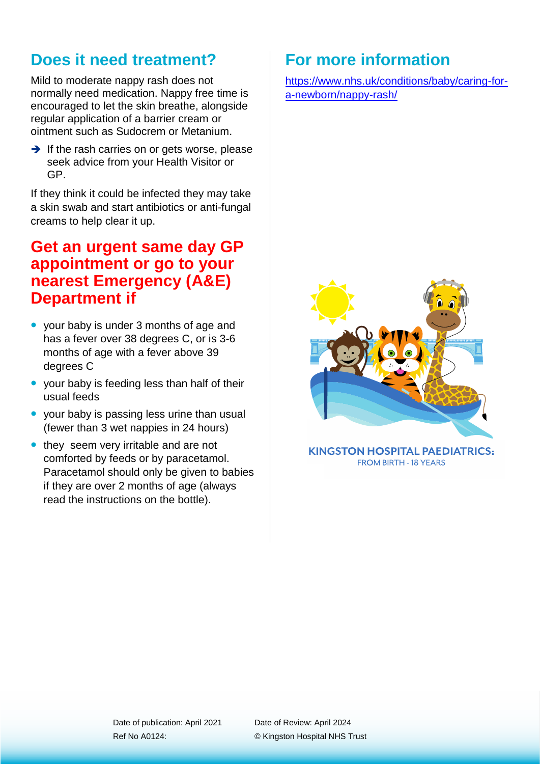## Does it need treatment?

Mild to moderate nappy rash does not normally need medication. Nappy free time is encouraged to let the skin breathe, alongside regular application of a barrier cream or ointment such as Sudocrem or Metanium.

➔ If the rash carries on or gets worse, please seek advice from your Health Visitor or GP.

If they think it could be infected they may take a skin swab and start antibiotics or anti-fungal creams to help clear it up.

## Get an urgent same day GP appointment or go to your nearest Emergency (A&E) Department if

- your baby is under 3 months of age and has a fever over 38 degrees C, or is 3-6 months of age with a fever above 39 degrees C
- your baby is feeding less than half of their usual feeds
- your baby is passing less urine than usual (fewer than 3 wet nappies in 24 hours)
- they seem very irritable and are not comforted by feeds or by paracetamol. Paracetamol should only be given to babies if they are over 2 months of age (always read the instructions on the bottle).

## For more information

https://www.nhs.uk/conditions/baby/caring-for-a-newborn/nappy-rash/

KINGSTON HOSPITAL PAEDIATRICS:
FROM BIRTH - 18 YEARS

Date of publication: April 2021
Ref No A0124:

Date of Review: April 2024
© Kingston Hospital NHS Trust